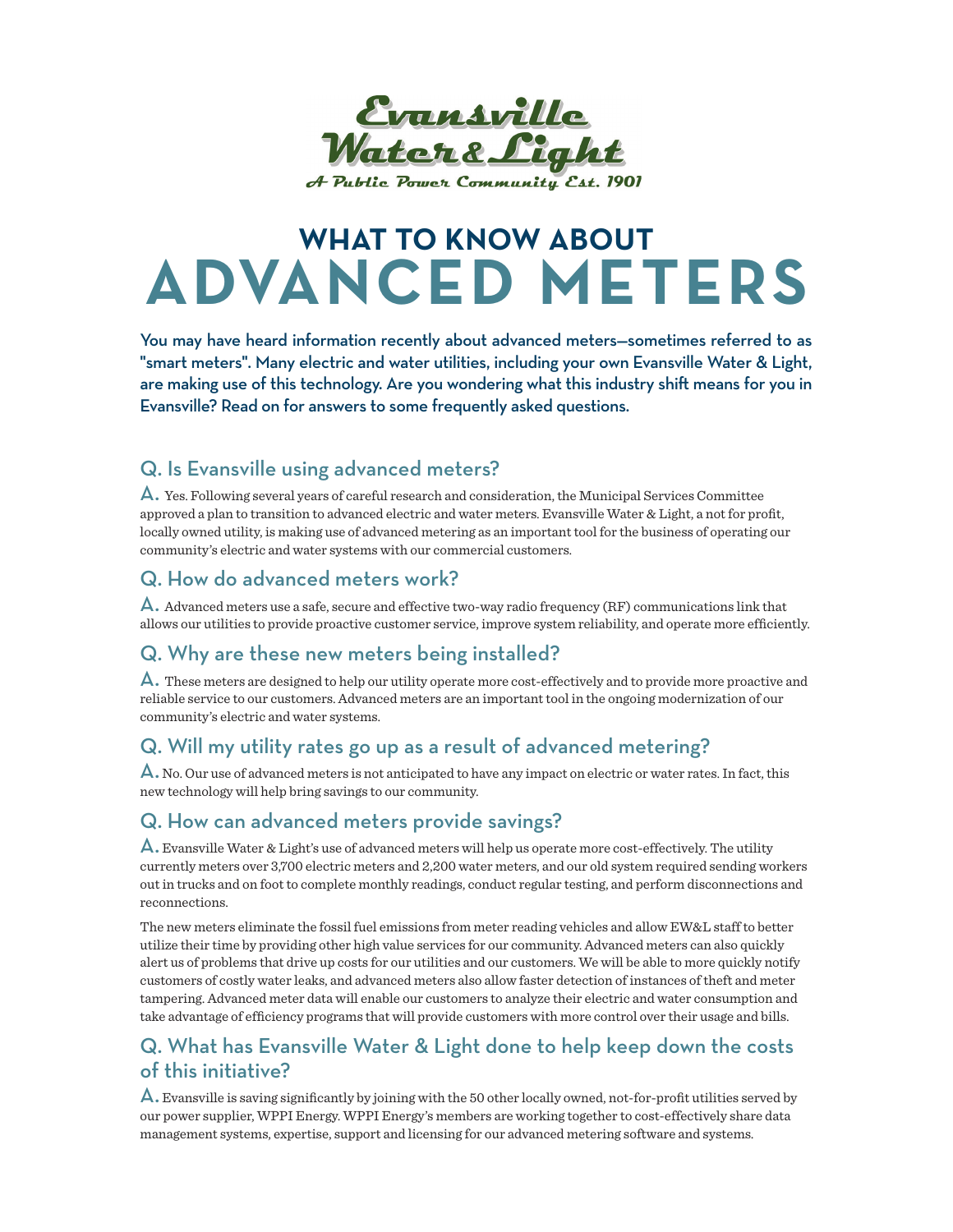Evansville Water & Light

*A Public Power Community Est. 1901*

# WHAT TO KNOW ABOUT ADVANCED METERS

**You may have heard information recently about advanced meters—sometimes referred to as "smart meters". Many electric and water utilities, including your own Evansville Water & Light, are making use of this technology. Are you wondering what this industry shift means for you in Evansville? Read on for answers to some frequently asked questions.**

## Q. Is Evansville using advanced meters?

**A.** Yes. Following several years of careful research and consideration, the Municipal Services Committee approved a plan to transition to advanced electric and water meters. Evansville Water & Light, a not for profit, locally owned utility, is making use of advanced metering as an important tool for the business of operating our community's electric and water systems with our commercial customers.

## Q. How do advanced meters work?

**A.** Advanced meters use a safe, secure and effective two-way radio frequency (RF) communications link that allows our utilities to provide proactive customer service, improve system reliability, and operate more efficiently.

## Q. Why are these new meters being installed?

**A.** These meters are designed to help our utility operate more cost-effectively and to provide more proactive and reliable service to our customers. Advanced meters are an important tool in the ongoing modernization of our community's electric and water systems.

## Q. Will my utility rates go up as a result of advanced metering?

**A.** No. Our use of advanced meters is not anticipated to have any impact on electric or water rates. In fact, this new technology will help bring savings to our community.

## Q. How can advanced meters provide savings?

**A.** Evansville Water & Light's use of advanced meters will help us operate more cost-effectively. The utility currently meters over 3,700 electric meters and 2,200 water meters, and our old system required sending workers out in trucks and on foot to complete monthly readings, conduct regular testing, and perform disconnections and reconnections.

The new meters eliminate the fossil fuel emissions from meter reading vehicles and allow EW&L staff to better utilize their time by providing other high value services for our community. Advanced meters can also quickly alert us of problems that drive up costs for our utilities and our customers. We will be able to more quickly notify customers of costly water leaks, and advanced meters also allow faster detection of instances of theft and meter tampering. Advanced meter data will enable our customers to analyze their electric and water consumption and take advantage of efficiency programs that will provide customers with more control over their usage and bills.

## Q. What has Evansville Water & Light done to help keep down the costs of this initiative?

**A.** Evansville is saving significantly by joining with the 50 other locally owned, not-for-profit utilities served by our power supplier, WPPI Energy. WPPI Energy's members are working together to cost-effectively share data management systems, expertise, support and licensing for our advanced metering software and systems.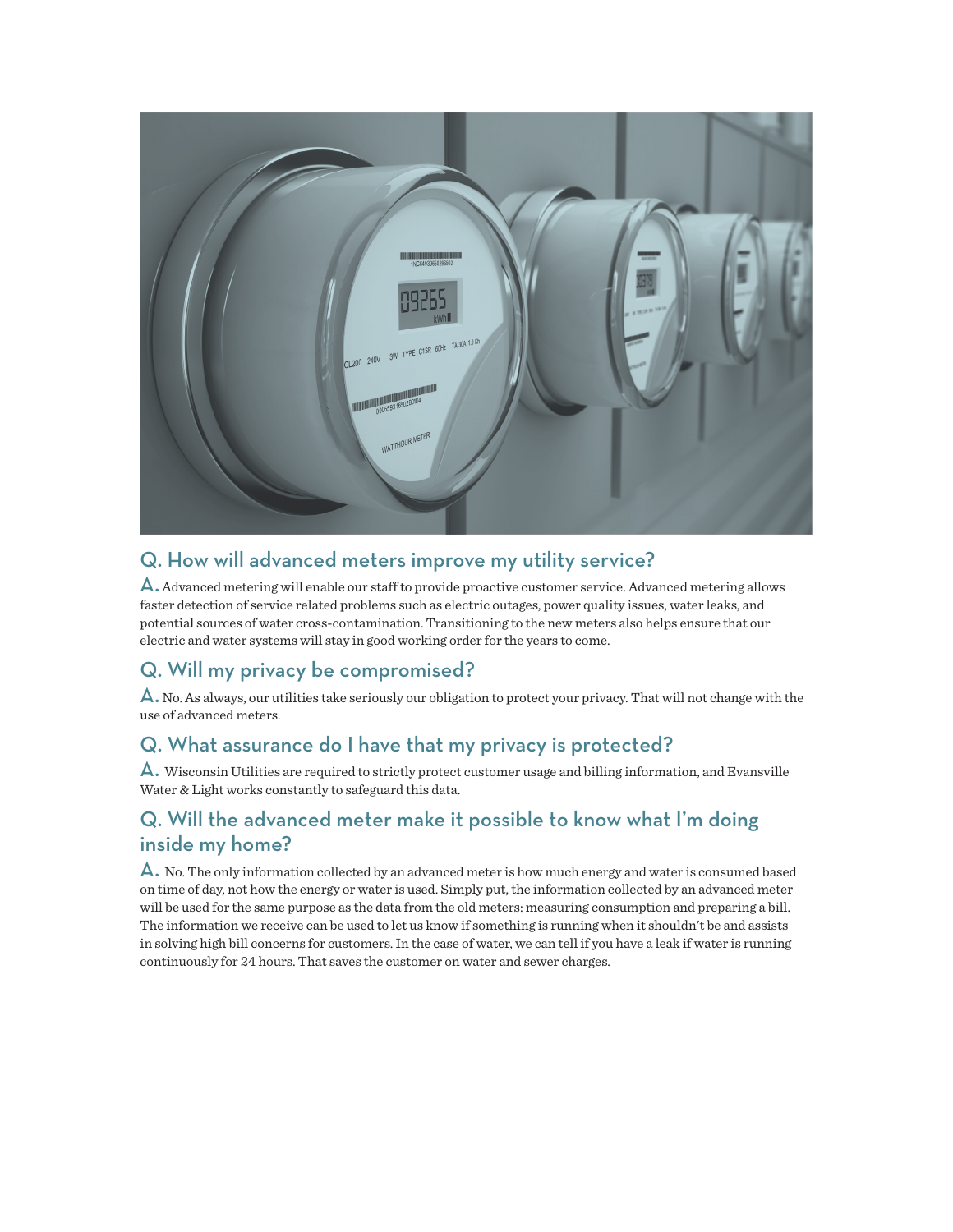## Q. How will advanced meters improve my utility service?

**A.** Advanced metering will enable our staff to provide proactive customer service. Advanced metering allows faster detection of service related problems such as electric outages, power quality issues, water leaks, and potential sources of water cross-contamination. Transitioning to the new meters also helps ensure that our electric and water systems will stay in good working order for the years to come.

## Q. Will my privacy be compromised?

**A.** No. As always, our utilities take seriously our obligation to protect your privacy. That will not change with the use of advanced meters.

## Q. What assurance do I have that my privacy is protected?

**A.** Wisconsin Utilities are required to strictly protect customer usage and billing information, and Evansville Water & Light works constantly to safeguard this data.

## Q. Will the advanced meter make it possible to know what I'm doing inside my home?

**A.** No. The only information collected by an advanced meter is how much energy and water is consumed based on time of day, not how the energy or water is used. Simply put, the information collected by an advanced meter will be used for the same purpose as the data from the old meters: measuring consumption and preparing a bill. The information we receive can be used to let us know if something is running when it shouldn't be and assists in solving high bill concerns for customers. In the case of water, we can tell if you have a leak if water is running continuously for 24 hours. That saves the customer on water and sewer charges.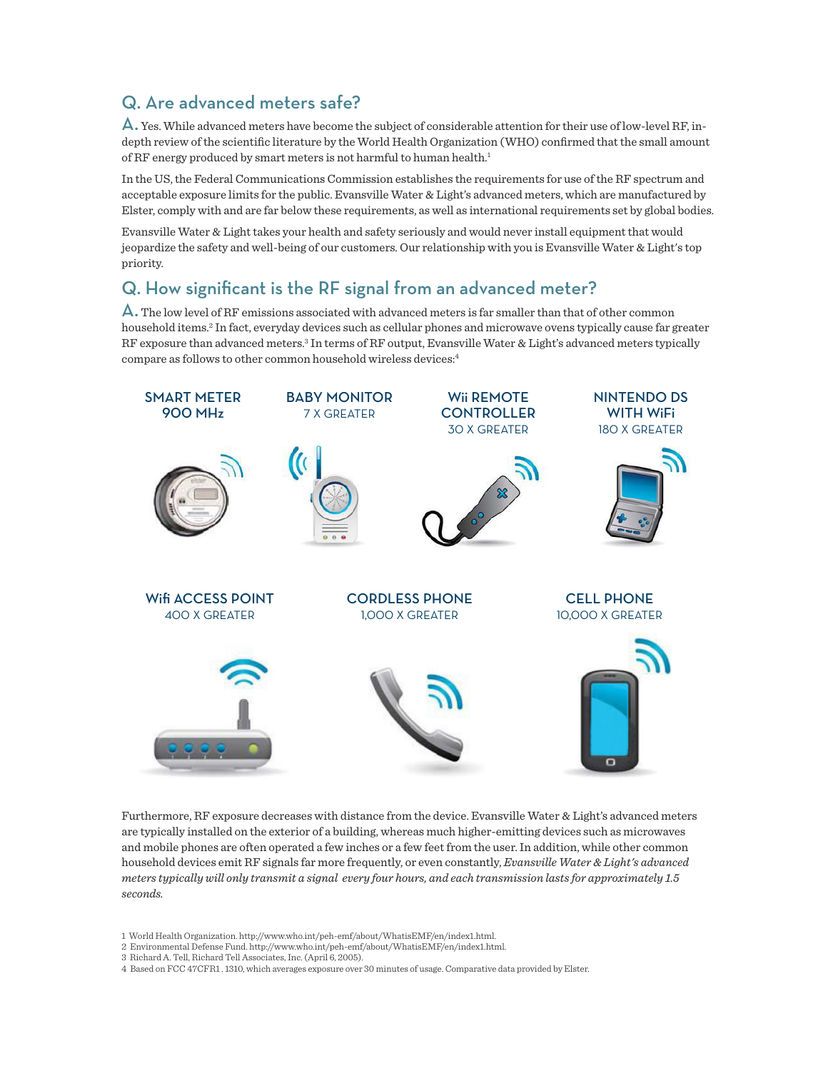## Q. Are advanced meters safe?

A. Yes. While advanced meters have become the subject of considerable attention for their use of low-level RF, in-depth review of the scientific literature by the World Health Organization (WHO) confirmed that the small amount of RF energy produced by smart meters is not harmful to human health.[1]

In the US, the Federal Communications Commission establishes the requirements for use of the RF spectrum and acceptable exposure limits for the public. Evansville Water & Light's advanced meters, which are manufactured by Elster, comply with and are far below these requirements, as well as international requirements set by global bodies.

Evansville Water & Light takes your health and safety seriously and would never install equipment that would jeopardize the safety and well-being of our customers. Our relationship with you is Evansville Water & Light's top priority.

## Q. How significant is the RF signal from an advanced meter?

A. The low level of RF emissions associated with advanced meters is far smaller than that of other common household items.[2] In fact, everyday devices such as cellular phones and microwave ovens typically cause far greater RF exposure than advanced meters.[3] In terms of RF output, Evansville Water & Light's advanced meters typically compare as follows to other common household wireless devices:[4]

**SMART METER**
900 MHz

**BABY MONITOR**
7 X GREATER

**Wii REMOTE CONTROLLER**
30 X GREATER

**NINTENDO DS WITH WiFi**
180 X GREATER

**Wifi ACCESS POINT**
400 X GREATER

**CORDLESS PHONE**
1,000 X GREATER

**CELL PHONE**
10,000 X GREATER

Furthermore, RF exposure decreases with distance from the device. Evansville Water & Light's advanced meters are typically installed on the exterior of a building, whereas much higher-emitting devices such as microwaves and mobile phones are often operated a few inches or a few feet from the user. In addition, while other common household devices emit RF signals far more frequently, or even constantly, *Evansville Water & Light's advanced meters typically will only transmit a signal every four hours, and each transmission lasts for approximately 1.5 seconds.*

1 World Health Organization. http://www.who.int/peh-emf/about/WhatisEMF/en/index1.html.
2 Environmental Defense Fund. http://www.who.int/peh-emf/about/WhatisEMF/en/index1.html.
3 Richard A. Tell, Richard Tell Associates, Inc. (April 6, 2005).
4 Based on FCC 47CFR1 . 1310, which averages exposure over 30 minutes of usage. Comparative data provided by Elster.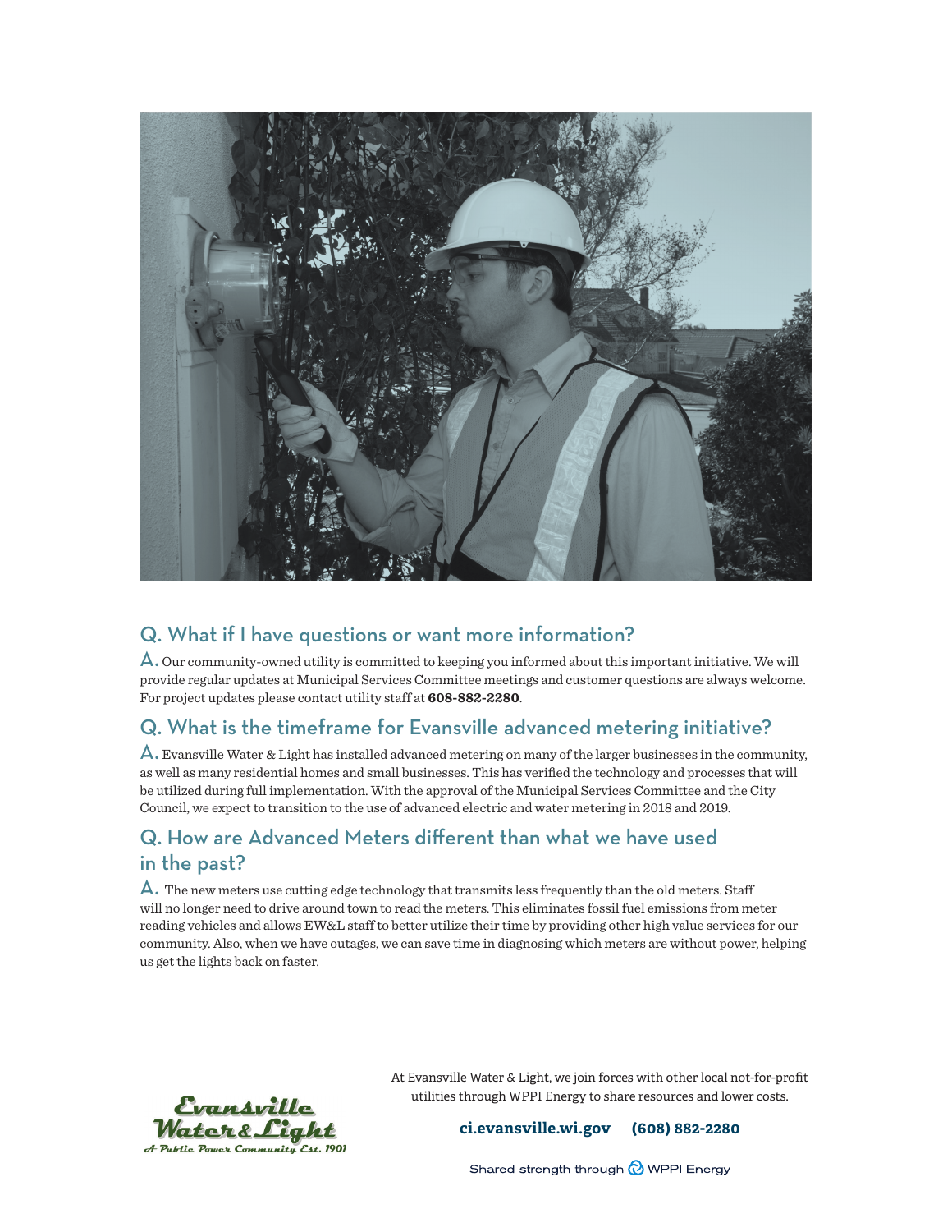## Q. What if I have questions or want more information?

**A.** Our community-owned utility is committed to keeping you informed about this important initiative. We will provide regular updates at Municipal Services Committee meetings and customer questions are always welcome. For project updates please contact utility staff at **608-882-2280**.

## Q. What is the timeframe for Evansville advanced metering initiative?

**A.** Evansville Water & Light has installed advanced metering on many of the larger businesses in the community, as well as many residential homes and small businesses. This has verified the technology and processes that will be utilized during full implementation. With the approval of the Municipal Services Committee and the City Council, we expect to transition to the use of advanced electric and water metering in 2018 and 2019.

## Q. How are Advanced Meters different than what we have used in the past?

**A.** The new meters use cutting edge technology that transmits less frequently than the old meters. Staff will no longer need to drive around town to read the meters. This eliminates fossil fuel emissions from meter reading vehicles and allows EW&L staff to better utilize their time by providing other high value services for our community. Also, when we have outages, we can save time in diagnosing which meters are without power, helping us get the lights back on faster.

Evansville Water & Light
A Public Power Community Est. 1901

At Evansville Water & Light, we join forces with other local not-for-profit utilities through WPPI Energy to share resources and lower costs.

**ci.evansville.wi.gov (608) 882-2280**

Shared strength through WPPI Energy